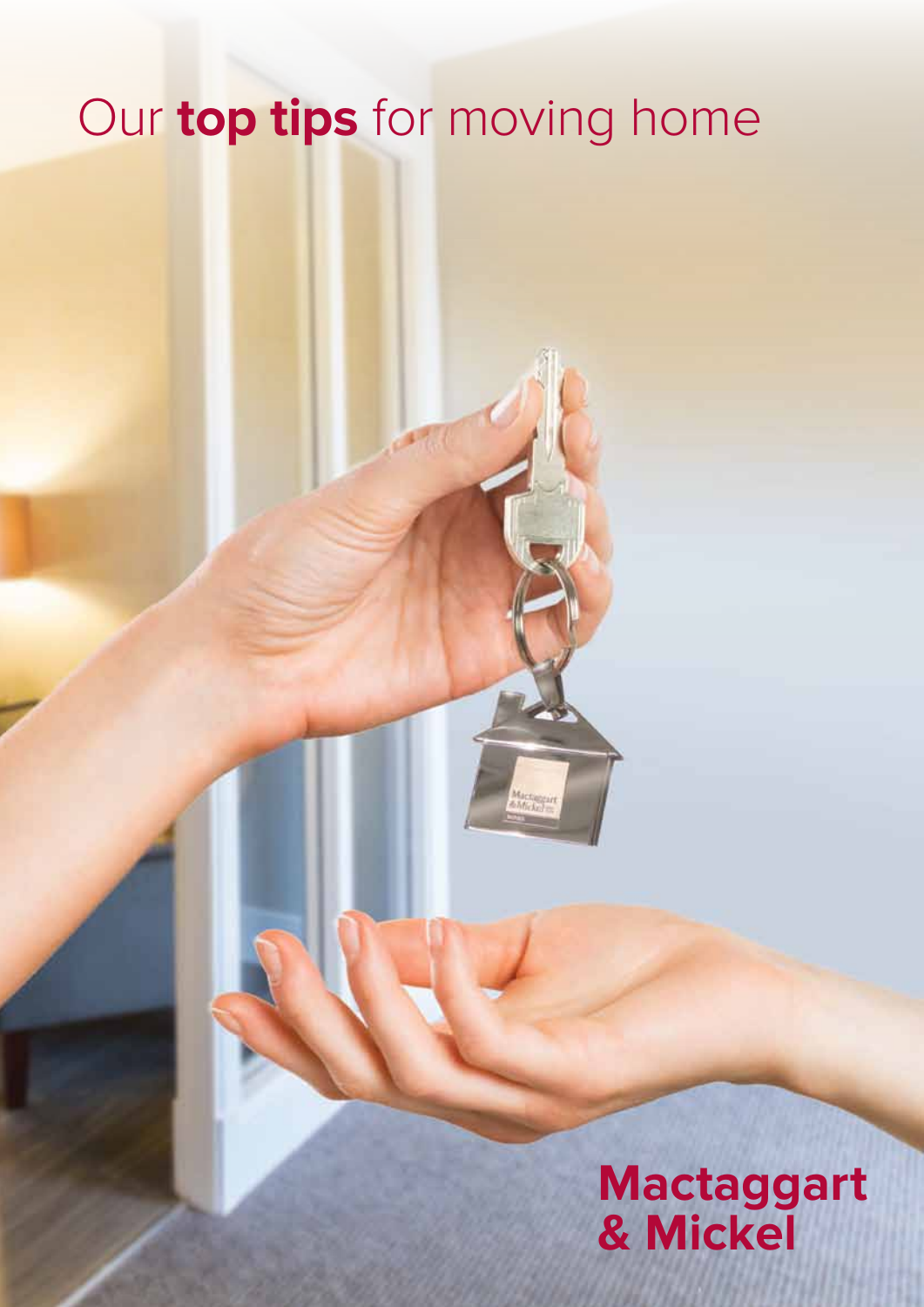# Our **top tips** for moving home

**Mactaggart & Mickel**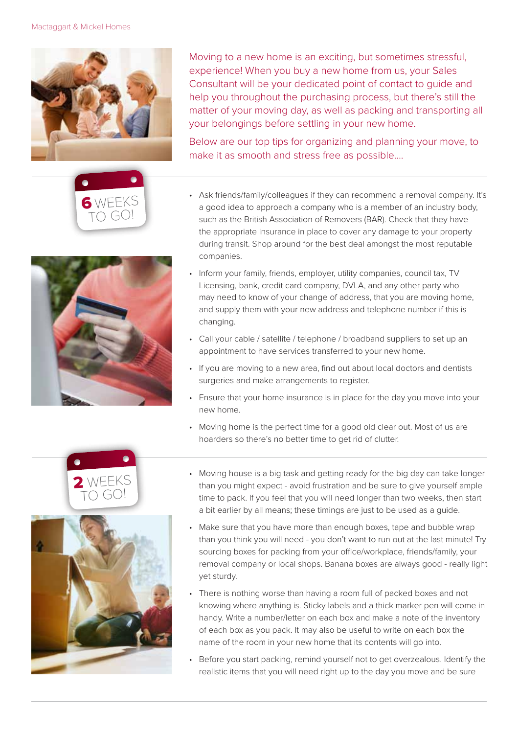Moving to a new home is an exciting, but sometimes stressful, experience! When you buy a new home from us, your Sales Consultant will be your dedicated point of contact to guide and help you throughout the purchasing process, but there's still the matter of your moving day, as well as packing and transporting all your belongings before settling in your new home.

Below are our top tips for organizing and planning your move, to make it as smooth and stress free as possible....

## 6 WEEKS TO GO!

- Ask friends/family/colleagues if they can recommend a removal company. It's a good idea to approach a company who is a member of an industry body, such as the British Association of Removers (BAR). Check that they have the appropriate insurance in place to cover any damage to your property during transit. Shop around for the best deal amongst the most reputable companies.
- Inform your family, friends, employer, utility companies, council tax, TV Licensing, bank, credit card company, DVLA, and any other party who may need to know of your change of address, that you are moving home, and supply them with your new address and telephone number if this is changing.
- Call your cable / satellite / telephone / broadband suppliers to set up an appointment to have services transferred to your new home.
- If you are moving to a new area, find out about local doctors and dentists surgeries and make arrangements to register.
- Ensure that your home insurance is in place for the day you move into your new home.
- Moving home is the perfect time for a good old clear out. Most of us are hoarders so there's no better time to get rid of clutter.

## 2 WEEKS TO GO!

- Moving house is a big task and getting ready for the big day can take longer than you might expect - avoid frustration and be sure to give yourself ample time to pack. If you feel that you will need longer than two weeks, then start a bit earlier by all means; these timings are just to be used as a guide.
- Make sure that you have more than enough boxes, tape and bubble wrap than you think you will need - you don't want to run out at the last minute! Try sourcing boxes for packing from your office/workplace, friends/family, your removal company or local shops. Banana boxes are always good - really light yet sturdy.
- There is nothing worse than having a room full of packed boxes and not knowing where anything is. Sticky labels and a thick marker pen will come in handy. Write a number/letter on each box and make a note of the inventory of each box as you pack. It may also be useful to write on each box the name of the room in your new home that its contents will go into.
- Before you start packing, remind yourself not to get overzealous. Identify the realistic items that you will need right up to the day you move and be sure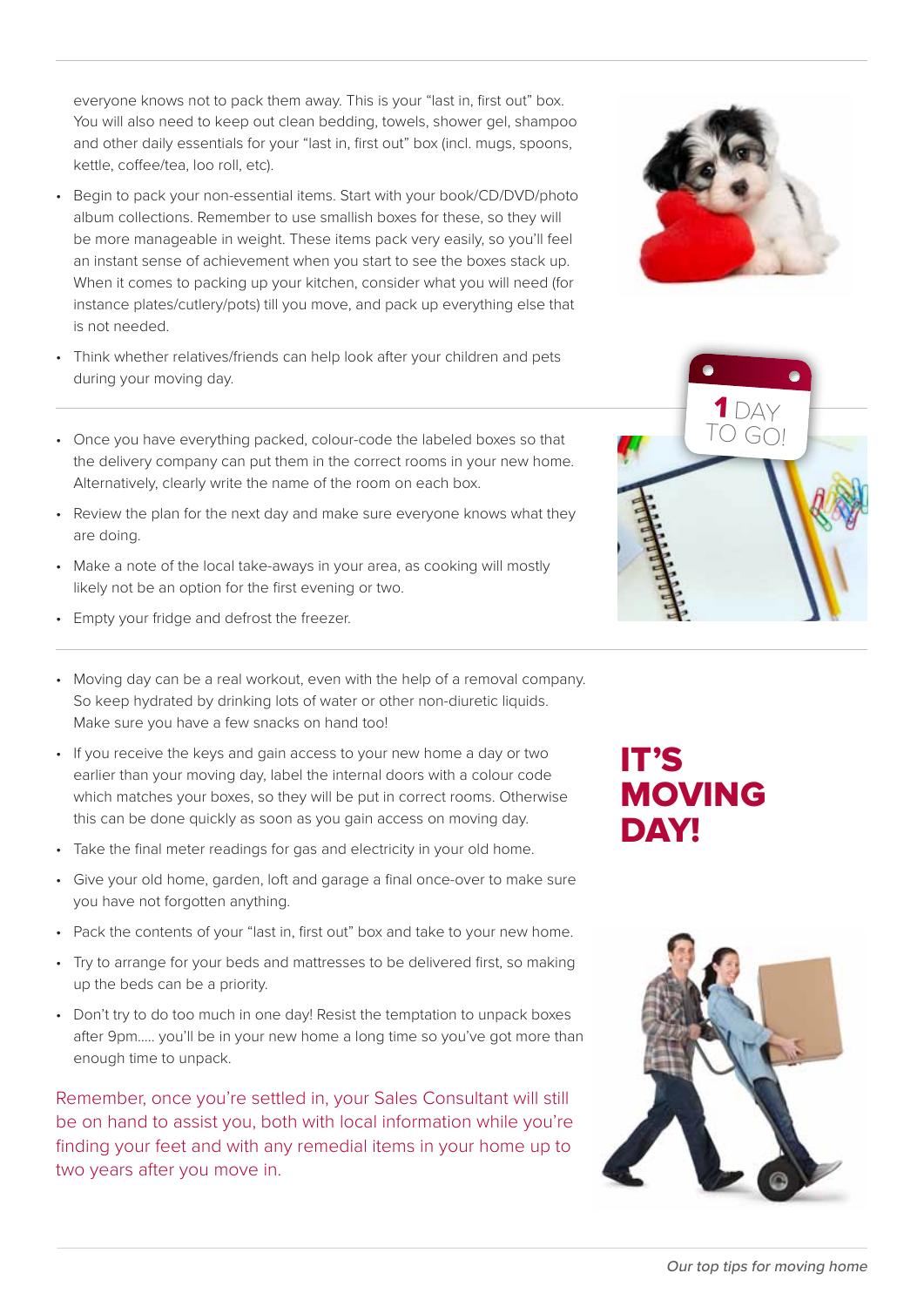everyone knows not to pack them away. This is your "last in, first out" box. You will also need to keep out clean bedding, towels, shower gel, shampoo and other daily essentials for your "last in, first out" box (incl. mugs, spoons, kettle, coffee/tea, loo roll, etc).

- Begin to pack your non-essential items. Start with your book/CD/DVD/photo album collections. Remember to use smallish boxes for these, so they will be more manageable in weight. These items pack very easily, so you'll feel an instant sense of achievement when you start to see the boxes stack up. When it comes to packing up your kitchen, consider what you will need (for instance plates/cutlery/pots) till you move, and pack up everything else that is not needed.
- Think whether relatives/friends can help look after your children and pets during your moving day.

## 1 DAY TO GO!

- Once you have everything packed, colour-code the labeled boxes so that the delivery company can put them in the correct rooms in your new home. Alternatively, clearly write the name of the room on each box.
- Review the plan for the next day and make sure everyone knows what they are doing.
- Make a note of the local take-aways in your area, as cooking will mostly likely not be an option for the first evening or two.
- Empty your fridge and defrost the freezer.

## IT'S MOVING DAY!

- Moving day can be a real workout, even with the help of a removal company. So keep hydrated by drinking lots of water or other non-diuretic liquids. Make sure you have a few snacks on hand too!
- If you receive the keys and gain access to your new home a day or two earlier than your moving day, label the internal doors with a colour code which matches your boxes, so they will be put in correct rooms. Otherwise this can be done quickly as soon as you gain access on moving day.
- Take the final meter readings for gas and electricity in your old home.
- Give your old home, garden, loft and garage a final once-over to make sure you have not forgotten anything.
- Pack the contents of your "last in, first out" box and take to your new home.
- Try to arrange for your beds and mattresses to be delivered first, so making up the beds can be a priority.
- Don't try to do too much in one day! Resist the temptation to unpack boxes after 9pm..... you'll be in your new home a long time so you've got more than enough time to unpack.

Remember, once you're settled in, your Sales Consultant will still be on hand to assist you, both with local information while you're finding your feet and with any remedial items in your home up to two years after you move in.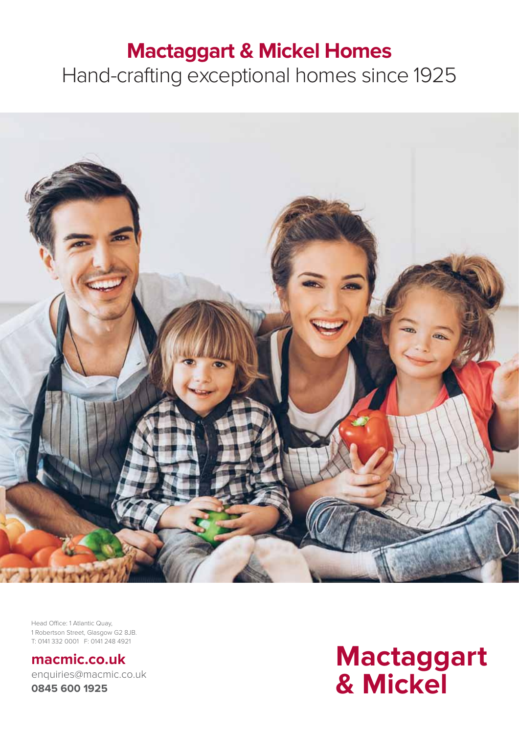# Mactaggart & Mickel Homes

Hand-crafting exceptional homes since 1925

Head Office: 1 Atlantic Quay,
1 Robertson Street, Glasgow G2 8JB.
T: 0141 332 0001 F: 0141 248 4921

**macmic.co.uk**

enquiries@macmic.co.uk

**0845 600 1925**

**Mactaggart & Mickel**